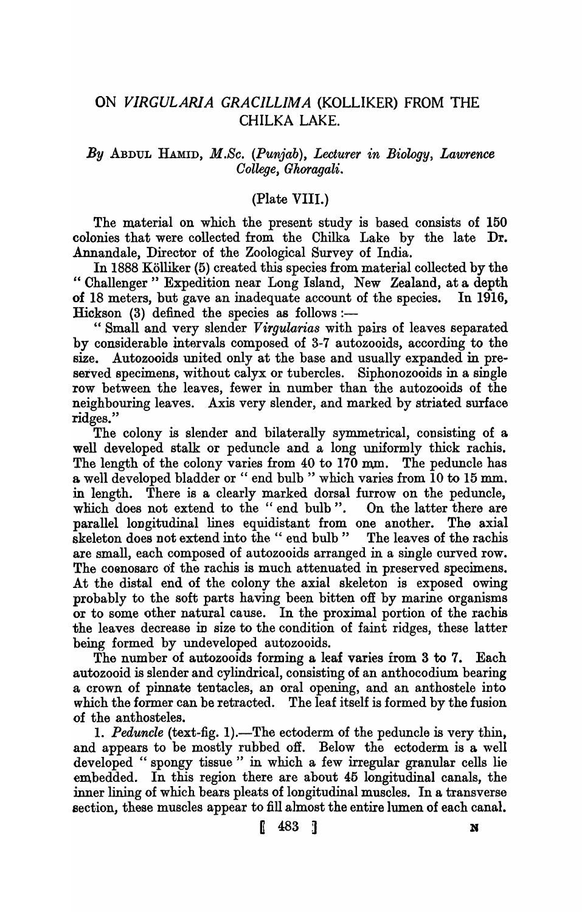# ON *VIRGULARIA GRACILLIMA* (KOLLIKER) FROM THE CHILKA LAKE.

*By* ABDUL HAMID, *M.Sc.* (*Punjab*), *Lecturer in Biology, Lawrence College, Ghoragali.*

(Plate VIII.)

The material on which the present study is based consists of 150 colonies that were collected from the Chilka Lake by the late Dr. Annandale, Director of the Zoological Survey of India.

In 1888 Kölliker (5) created this species from material collected by the "Challenger" Expedition near Long Island, New Zealand, at a depth of 18 meters, but gave an inadequate account of the species. In 1916, Hickson (3) defined the species as follows :—

"Small and very slender *Virgularias* with pairs of leaves separated by considerable intervals composed of 3-7 autozooids, according to the size. Autozooids united only at the base and usually expanded in preserved specimens, without calyx or tubercles. Siphonozooids in a single row between the leaves, fewer in number than the autozooids of the neighbouring leaves. Axis very slender, and marked by striated surface ridges."

The colony is slender and bilaterally symmetrical, consisting of a well developed stalk or peduncle and a long uniformly thick rachis. The length of the colony varies from 40 to 170 mm. The peduncle has a well developed bladder or "end bulb" which varies from 10 to 15 mm. in length. There is a clearly marked dorsal furrow on the peduncle, which does not extend to the "end bulb". On the latter there are parallel longitudinal lines equidistant from one another. The axial skeleton does not extend into the "end bulb" The leaves of the rachis are small, each composed of autozooids arranged in a single curved row. The coenosarc of the rachis is much attenuated in preserved specimens. At the distal end of the colony the axial skeleton is exposed owing probably to the soft parts having been bitten off by marine organisms or to some other natural cause. In the proximal portion of the rachis the leaves decrease in size to the condition of faint ridges, these latter being formed by undeveloped autozooids.

The number of autozooids forming a leaf varies from 3 to 7. Each autozooid is slender and cylindrical, consisting of an anthocodium bearing a crown of pinnate tentacles, an oral opening, and an anthostele into which the former can be retracted. The leaf itself is formed by the fusion of the anthosteles.

1. *Peduncle* (text-fig. 1).—The ectoderm of the peduncle is very thin, and appears to be mostly rubbed off. Below the ectoderm is a well developed "spongy tissue" in which a few irregular granular cells lie embedded. In this region there are about 45 longitudinal canals, the inner lining of which bears pleats of longitudinal muscles. In a transverse section, these muscles appear to fill almost the entire lumen of each canal.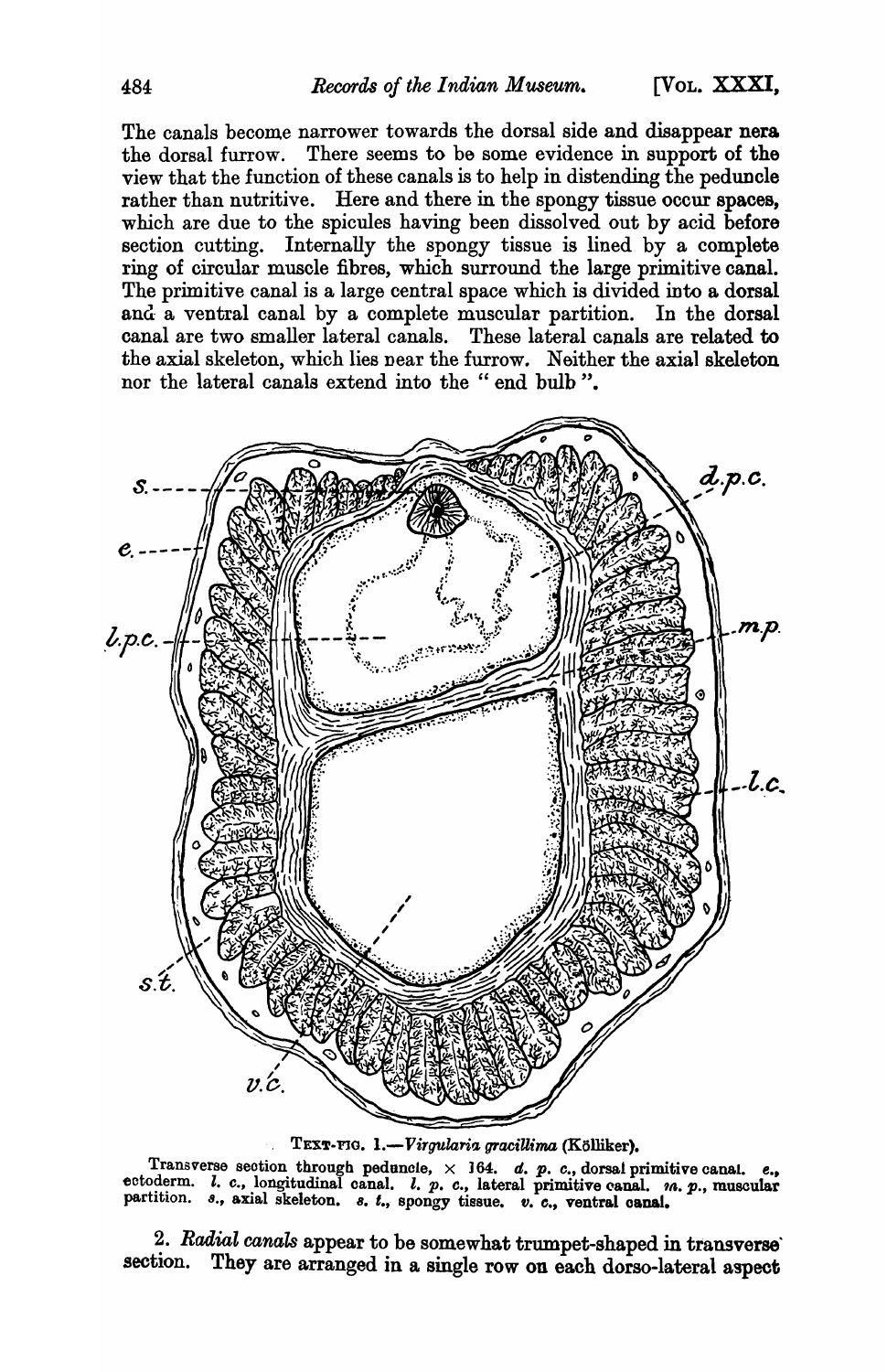The canals become narrower towards the dorsal side and disappear nera the dorsal furrow. There seems to be some evidence in support of the view that the function of these canals is to help in distending the peduncle rather than nutritive. Here and there in the spongy tissue occur spaces, which are due to the spicules having been dissolved out by acid before section cutting. Internally the spongy tissue is lined by a complete ring of circular muscle fibres, which surround the large primitive canal. The primitive canal is a large central space which is divided into a dorsal and a ventral canal by a complete muscular partition. In the dorsal canal are two smaller lateral canals. These lateral canals are related to the axial skeleton, which lies near the furrow. Neither the axial skeleton nor the lateral canals extend into the " end bulb ".

TEXT-FIG. 1.—*Virgularia gracillima* (Kölliker).

Transverse section through peduncle, × 164. *d. p. c.*, dorsal primitive canal. *e.*, ectoderm. *l. c.*, longitudinal canal. *l. p. c.*, lateral primitive canal. *m. p.*, muscular partition. *s.*, axial skeleton. *s. t.*, spongy tissue. *v. c.*, ventral canal.

2. *Radial canals* appear to be somewhat trumpet-shaped in transverse section. They are arranged in a single row on each dorso-lateral aspect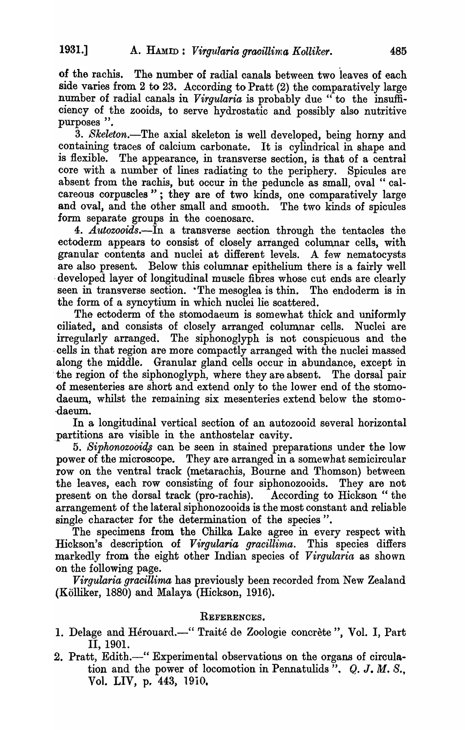of the rachis. The number of radial canals between two leaves of each side varies from 2 to 23. According to Pratt (2) the comparatively large number of radial canals in *Virgularia* is probably due "to the insufficiency of the zooids, to serve hydrostatic and possibly also nutritive purposes".

3. *Skeleton.*—The axial skeleton is well developed, being horny and containing traces of calcium carbonate. It is cylindrical in shape and is flexible. The appearance, in transverse section, is that of a central core with a number of lines radiating to the periphery. Spicules are absent from the rachis, but occur in the peduncle as small, oval "calcareous corpuscles"; they are of two kinds, one comparatively large and oval, and the other small and smooth. The two kinds of spicules form separate groups in the coenosarc.

4. *Autozooids.*—In a transverse section through the tentacles the ectoderm appears to consist of closely arranged columnar cells, with granular contents and nuclei at different levels. A few nematocysts are also present. Below this columnar epithelium there is a fairly well developed layer of longitudinal muscle fibres whose cut ends are clearly seen in transverse section. The mesoglea is thin. The endoderm is in the form of a syncytium in which nuclei lie scattered.

The ectoderm of the stomodaeum is somewhat thick and uniformly ciliated, and consists of closely arranged columnar cells. Nuclei are irregularly arranged. The siphonoglyph is not conspicuous and the cells in that region are more compactly arranged with the nuclei massed along the middle. Granular gland cells occur in abundance, except in the region of the siphonoglyph, where they are absent. The dorsal pair of mesenteries are short and extend only to the lower end of the stomodaeum, whilst the remaining six mesenteries extend below the stomodaeum.

In a longitudinal vertical section of an autozooid several horizontal partitions are visible in the anthostelar cavity.

5. *Siphonozooids* can be seen in stained preparations under the low power of the microscope. They are arranged in a somewhat semicircular row on the ventral track (metarachis, Bourne and Thomson) between the leaves, each row consisting of four siphonozooids. They are not present on the dorsal track (pro-rachis). According to Hickson "the arrangement of the lateral siphonozooids is the most constant and reliable single character for the determination of the species".

The specimens from the Chilka Lake agree in every respect with Hickson's description of *Virgularia gracillima.* This species differs markedly from the eight other Indian species of *Virgularia* as shown on the following page.

*Virgularia gracillima* has previously been recorded from New Zealand (Kölliker, 1880) and Malaya (Hickson, 1916).

## REFERENCES.

1. Delage and Hérouard.—"Traité de Zoologie concrète", Vol. I, Part II, 1901.
2. Pratt, Edith.—"Experimental observations on the organs of circulation and the power of locomotion in Pennatulids". *Q. J. M. S.*, Vol. LIV, p. 443, 1910.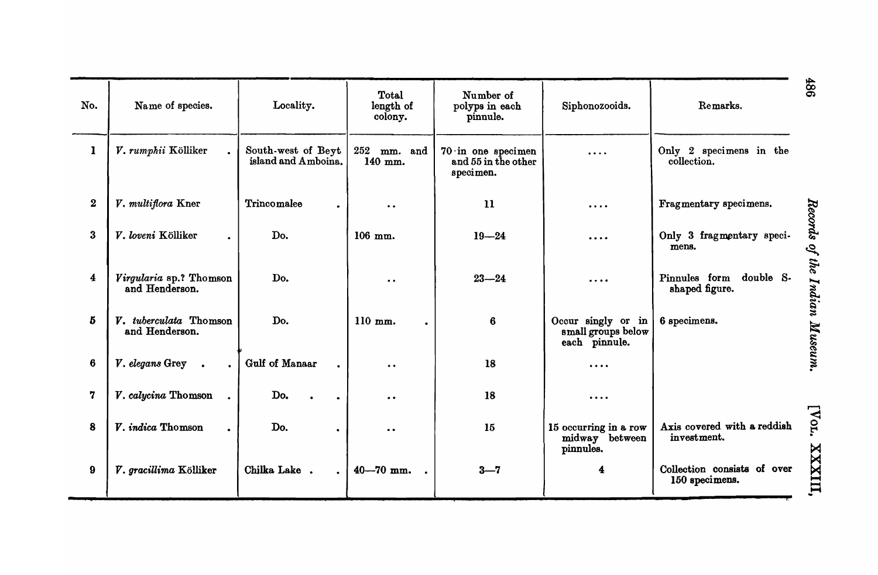| No. | Name of species. | Locality. | Total length of colony. | Number of polyps in each pinnule. | Siphonozooids. | Remarks. |
|---|---|---|---|---|---|---|
| 1 | *V. rumphii* Kölliker | South-west of Beyt island and Amboina. | 252 mm. and 140 mm. | 70 in one specimen and 55 in the other specimen. | .... | Only 2 specimens in the collection. |
| 2 | *V. multiflora* Kner | Trincomalee | .. | 11 | .... | Fragmentary specimens. |
| 3 | *V. loveni* Kölliker | Do. | 106 mm. | 19—24 | .... | Only 3 fragmentary specimens. |
| 4 | *Virgularia* sp.? Thomson and Henderson. | Do. | .. | 23—24 | .... | Pinnules form double S-shaped figure. |
| 5 | *V. tuberculata* Thomson and Henderson. | Do. | 110 mm. | 6 | Occur singly or in small groups below each pinnule. | 6 specimens. |
| 6 | *V. elegans* Grey | Gulf of Manaar | .. | 18 | .... | |
| 7 | *V. calycina* Thomson | Do. | .. | 18 | .... | |
| 8 | *V. indica* Thomson | Do. | .. | 15 | 15 occurring in a row midway between pinnules. | Axis covered with a reddish investment. |
| 9 | *V. gracillima* Kölliker | Chilka Lake | 40—70 mm. | 3—7 | 4 | Collection consists of over 150 specimens. |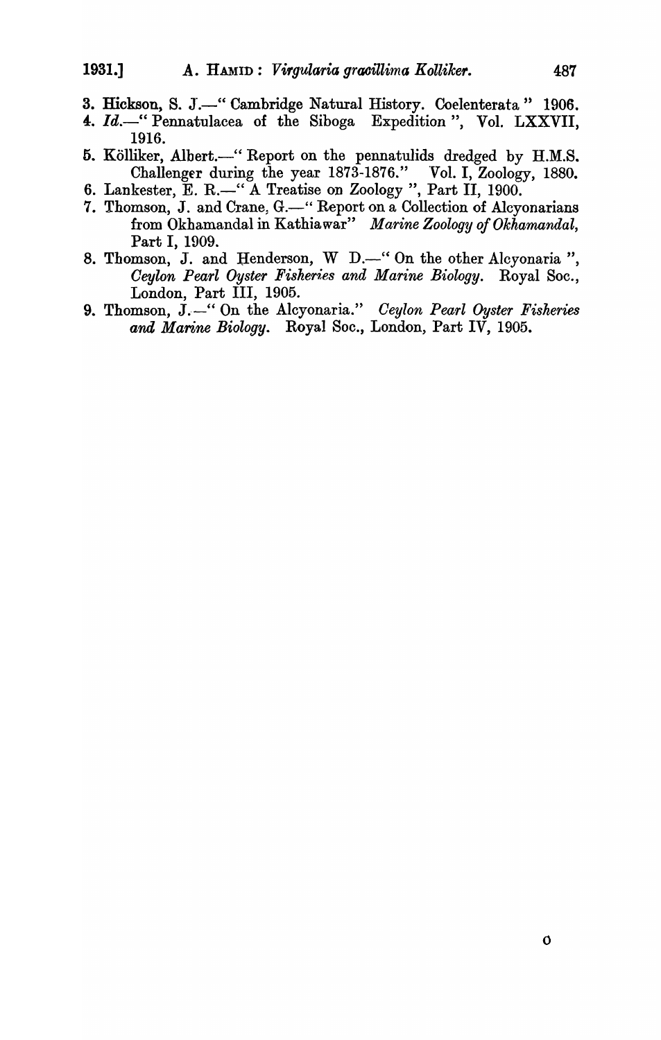3. Hickson, S. J.—" Cambridge Natural History. Coelenterata " 1906.
4. *Id.*—" Pennatulacea of the Siboga Expedition ", Vol. LXXVII, 1916.
5. Kölliker, Albert.—" Report on the pennatulids dredged by H.M.S. Challenger during the year 1873-1876." Vol. I, Zoology, 1880.
6. Lankester, E. R.—" A Treatise on Zoology ", Part II, 1900.
7. Thomson, J. and Crane, G.—" Report on a Collection of Alcyonarians from Okhamandal in Kathiawar" *Marine Zoology of Okhamandal*, Part I, 1909.
8. Thomson, J. and Henderson, W D.—" On the other Alcyonaria ", *Ceylon Pearl Oyster Fisheries and Marine Biology.* Royal Soc., London, Part III, 1905.
9. Thomson, J.—" On the Alcyonaria." *Ceylon Pearl Oyster Fisheries and Marine Biology.* Royal Soc., London, Part IV, 1905.